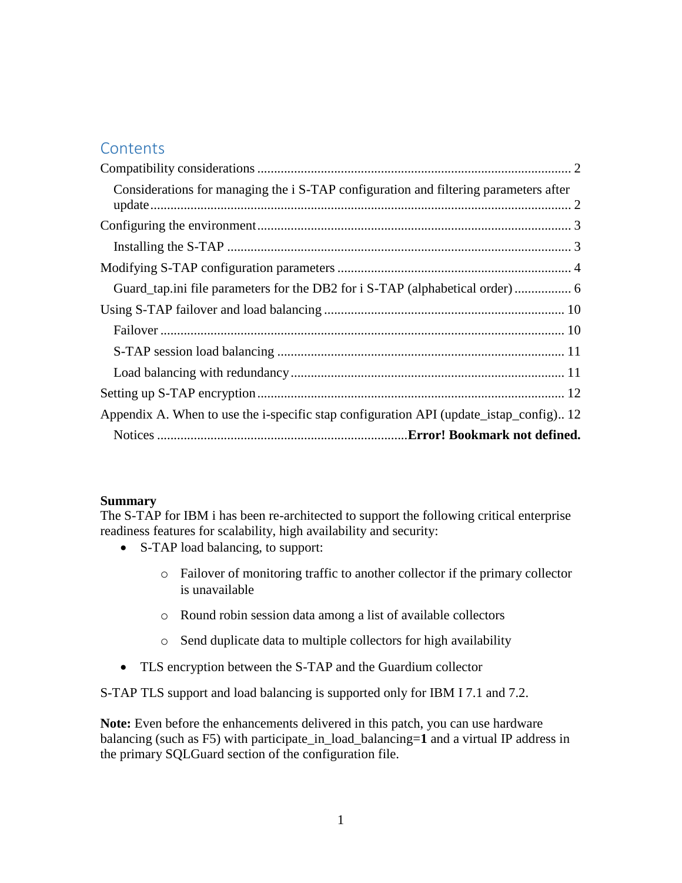## Contents

Compatibility considerations ............................................................................................ 2

  Considerations for managing the i S-TAP configuration and filtering parameters after update ........................................................................................................................ 2

Configuring the environment ............................................................................................ 3

  Installing the S-TAP ...................................................................................................... 3

Modifying S-TAP configuration parameters ..................................................................... 4

  Guard_tap.ini file parameters for the DB2 for i S-TAP (alphabetical order) ................. 6

Using S-TAP failover and load balancing ........................................................................ 10

  Failover ........................................................................................................................ 10

  S-TAP session load balancing ..................................................................................... 11

  Load balancing with redundancy ................................................................................. 11

Setting up S-TAP encryption ........................................................................................... 12

Appendix A. When to use the i-specific stap configuration API (update_istap_config).. 12

  Notices ..........................................................................**Error! Bookmark not defined.**

**Summary**
The S-TAP for IBM i has been re-architected to support the following critical enterprise readiness features for scalability, high availability and security:

- S-TAP load balancing, to support:
  - Failover of monitoring traffic to another collector if the primary collector is unavailable
  - Round robin session data among a list of available collectors
  - Send duplicate data to multiple collectors for high availability
- TLS encryption between the S-TAP and the Guardium collector

S-TAP TLS support and load balancing is supported only for IBM I 7.1 and 7.2.

**Note:** Even before the enhancements delivered in this patch, you can use hardware balancing (such as F5) with participate_in_load_balancing=**1** and a virtual IP address in the primary SQLGuard section of the configuration file.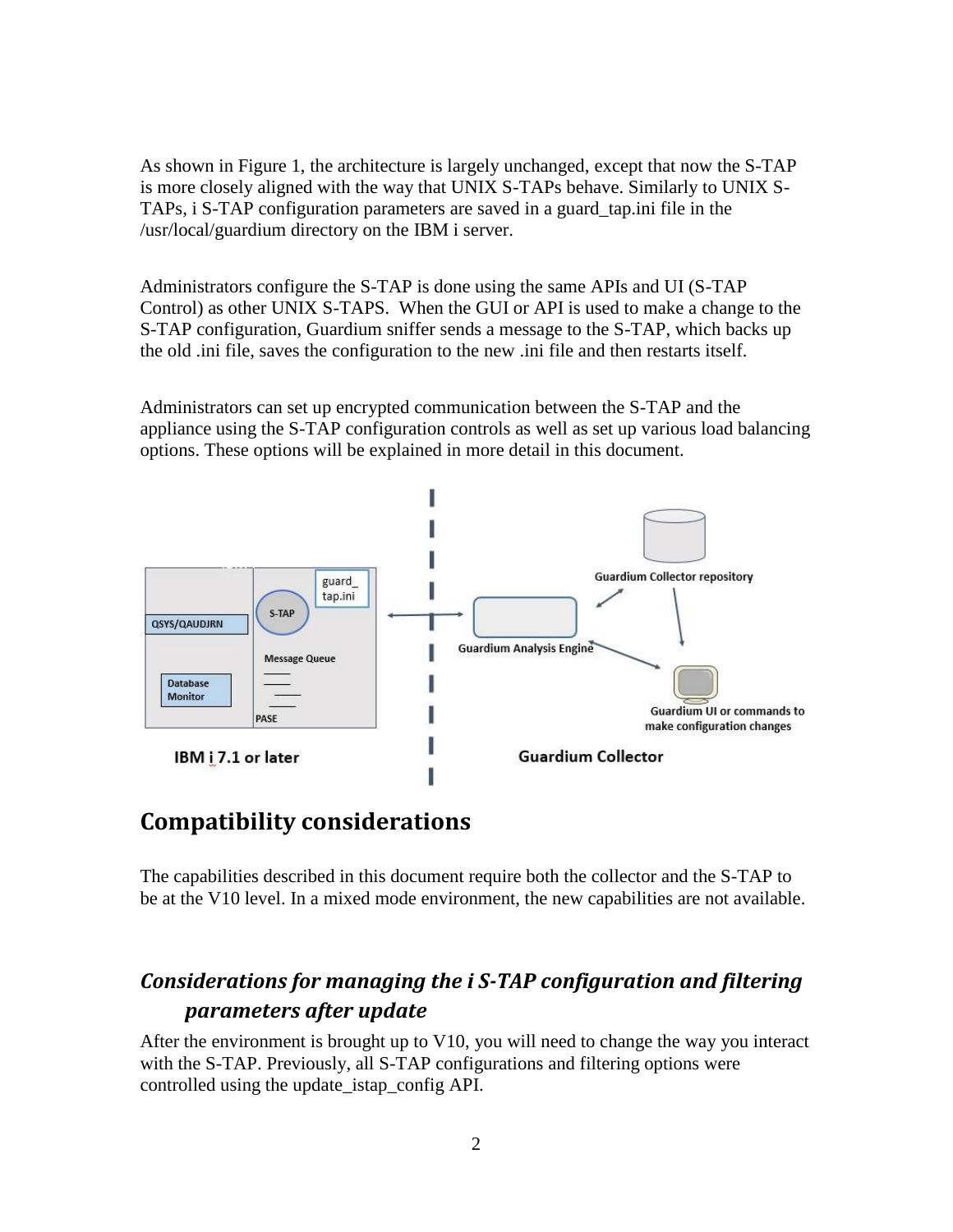As shown in Figure 1, the architecture is largely unchanged, except that now the S-TAP is more closely aligned with the way that UNIX S-TAPs behave. Similarly to UNIX S-TAPs, i S-TAP configuration parameters are saved in a guard_tap.ini file in the /usr/local/guardium directory on the IBM i server.

Administrators configure the S-TAP is done using the same APIs and UI (S-TAP Control) as other UNIX S-TAPS. When the GUI or API is used to make a change to the S-TAP configuration, Guardium sniffer sends a message to the S-TAP, which backs up the old .ini file, saves the configuration to the new .ini file and then restarts itself.

Administrators can set up encrypted communication between the S-TAP and the appliance using the S-TAP configuration controls as well as set up various load balancing options. These options will be explained in more detail in this document.

## Compatibility considerations

The capabilities described in this document require both the collector and the S-TAP to be at the V10 level. In a mixed mode environment, the new capabilities are not available.

### *Considerations for managing the i S-TAP configuration and filtering parameters after update*

After the environment is brought up to V10, you will need to change the way you interact with the S-TAP. Previously, all S-TAP configurations and filtering options were controlled using the update_istap_config API.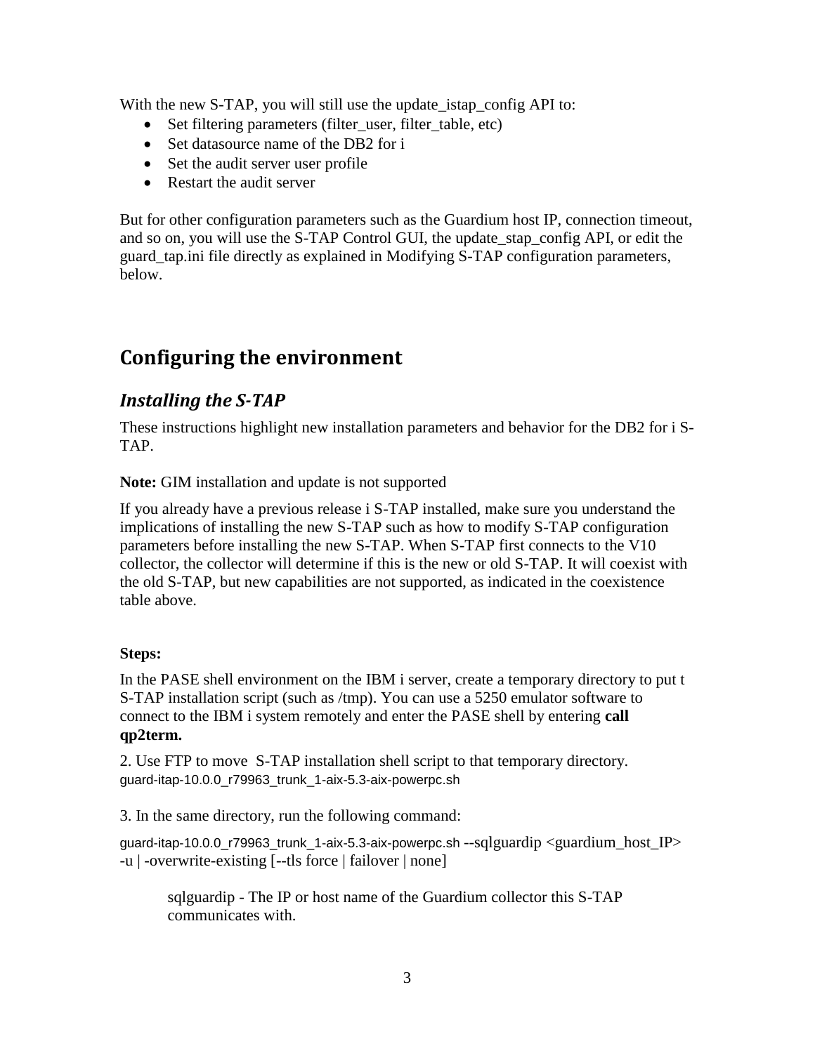With the new S-TAP, you will still use the update_istap_config API to:

- Set filtering parameters (filter_user, filter_table, etc)
- Set datasource name of the DB2 for i
- Set the audit server user profile
- Restart the audit server

But for other configuration parameters such as the Guardium host IP, connection timeout, and so on, you will use the S-TAP Control GUI, the update_stap_config API, or edit the guard_tap.ini file directly as explained in Modifying S-TAP configuration parameters, below.

## Configuring the environment

### *Installing the S-TAP*

These instructions highlight new installation parameters and behavior for the DB2 for i S-TAP.

**Note:** GIM installation and update is not supported

If you already have a previous release i S-TAP installed, make sure you understand the implications of installing the new S-TAP such as how to modify S-TAP configuration parameters before installing the new S-TAP. When S-TAP first connects to the V10 collector, the collector will determine if this is the new or old S-TAP. It will coexist with the old S-TAP, but new capabilities are not supported, as indicated in the coexistence table above.

**Steps:**

In the PASE shell environment on the IBM i server, create a temporary directory to put t S-TAP installation script (such as /tmp). You can use a 5250 emulator software to connect to the IBM i system remotely and enter the PASE shell by entering **call qp2term.**

2. Use FTP to move S-TAP installation shell script to that temporary directory.
guard-itap-10.0.0_r79963_trunk_1-aix-5.3-aix-powerpc.sh

3. In the same directory, run the following command:

guard-itap-10.0.0_r79963_trunk_1-aix-5.3-aix-powerpc.sh --sqlguardip <guardium_host_IP> -u | -overwrite-existing [--tls force | failover | none]

> sqlguardip - The IP or host name of the Guardium collector this S-TAP communicates with.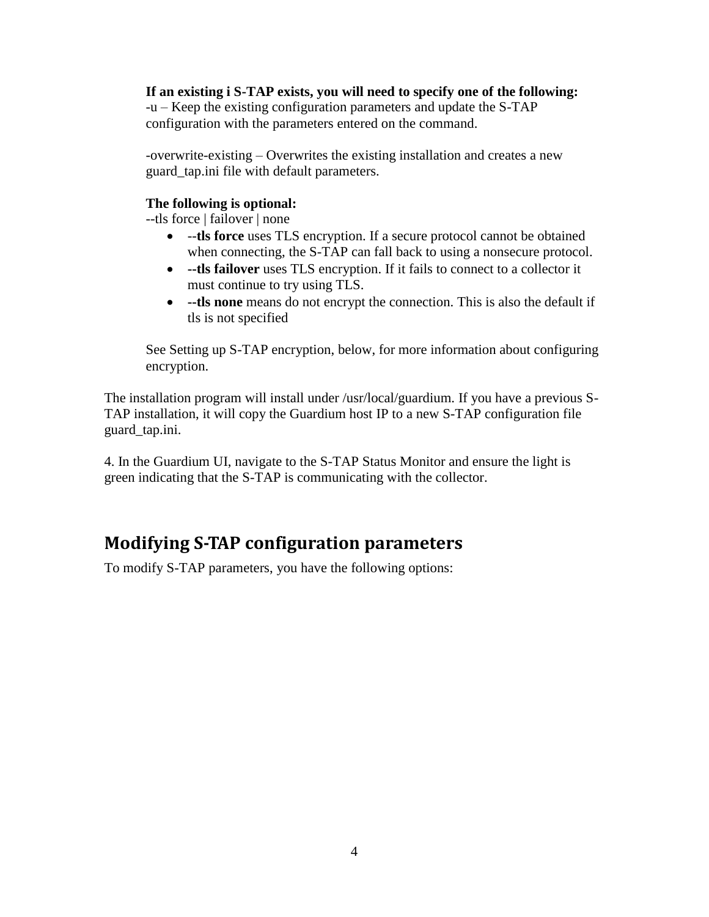**If an existing i S-TAP exists, you will need to specify one of the following:**
-u – Keep the existing configuration parameters and update the S-TAP configuration with the parameters entered on the command.

-overwrite-existing – Overwrites the existing installation and creates a new guard_tap.ini file with default parameters.

**The following is optional:**
--tls force | failover | none

- --**tls force** uses TLS encryption. If a secure protocol cannot be obtained when connecting, the S-TAP can fall back to using a nonsecure protocol.
- **--tls failover** uses TLS encryption. If it fails to connect to a collector it must continue to try using TLS.
- **--tls none** means do not encrypt the connection. This is also the default if tls is not specified

See Setting up S-TAP encryption, below, for more information about configuring encryption.

The installation program will install under /usr/local/guardium. If you have a previous S-TAP installation, it will copy the Guardium host IP to a new S-TAP configuration file guard_tap.ini.

4. In the Guardium UI, navigate to the S-TAP Status Monitor and ensure the light is green indicating that the S-TAP is communicating with the collector.

## Modifying S-TAP configuration parameters

To modify S-TAP parameters, you have the following options: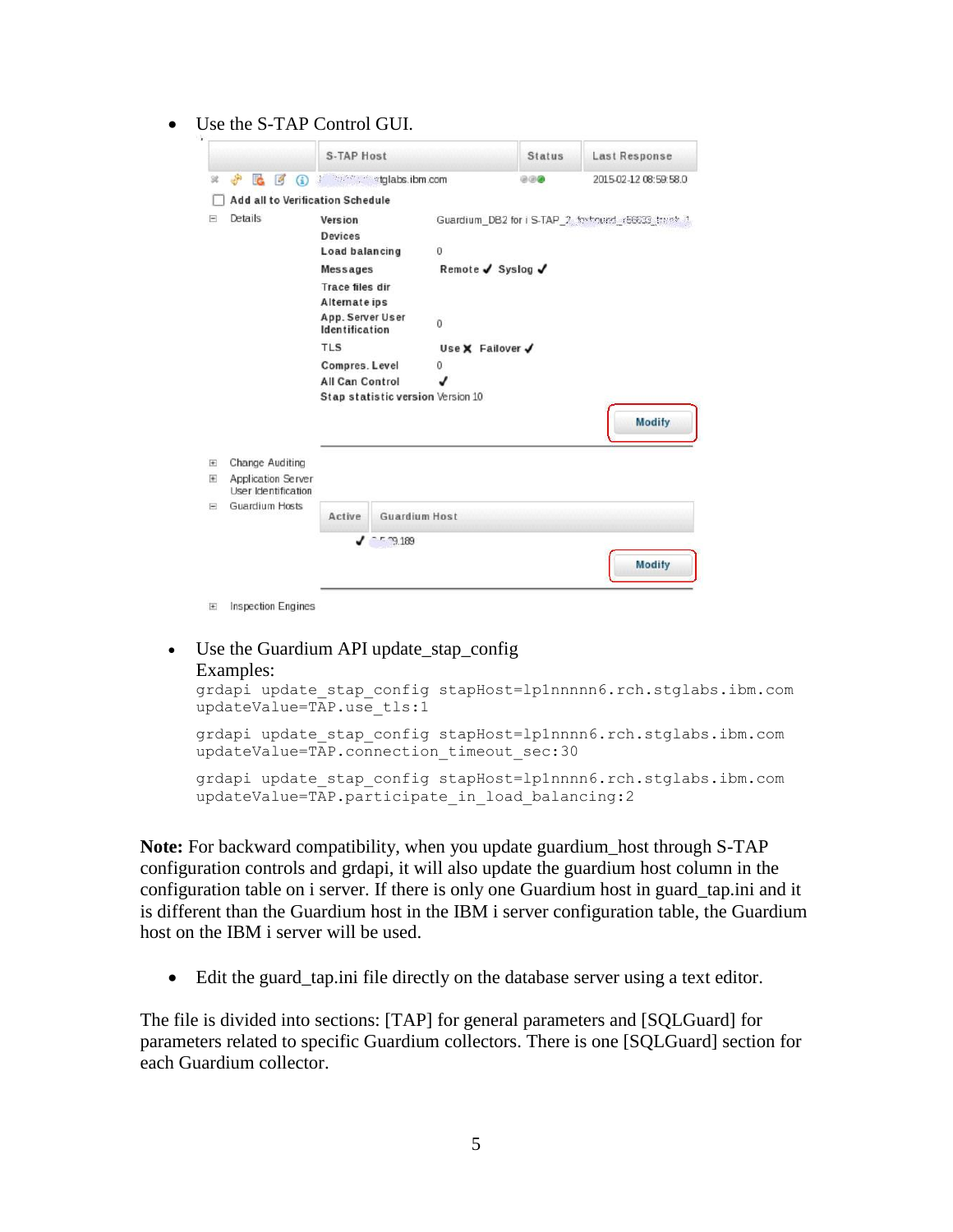- Use the S-TAP Control GUI.

| | S-TAP Host | Status | Last Response |
|---|---|---|---|
| | tglabs.ibm.com | | 2015-02-12 08:59:58.0 |

Add all to Verification Schedule

Details

| | |
|---|---|
| Version | Guardium_DB2 for i S-TAP_2 |
| Devices | |
| Load balancing | 0 |
| Messages | Remote ✓ Syslog ✓ |
| Trace files dir | |
| Alternate ips | |
| App. Server User Identification | 0 |
| TLS | Use ✗ Failover ✓ |
| Compres. Level | 0 |
| All Can Control | ✓ |
| Stap statistic version | Version 10 |

Modify

Change Auditing

Application Server User Identification

Guardium Hosts

| Active | Guardium Host |
|---|---|
| ✓ | 9.189 |

Modify

Inspection Engines

- Use the Guardium API update_stap_config
  Examples:

```
grdapi update_stap_config stapHost=lp1nnnnn6.rch.stglabs.ibm.com
updateValue=TAP.use_tls:1
```

```
grdapi update_stap_config stapHost=lp1nnnn6.rch.stglabs.ibm.com
updateValue=TAP.connection_timeout_sec:30
```

```
grdapi update_stap_config stapHost=lp1nnnn6.rch.stglabs.ibm.com
updateValue=TAP.participate_in_load_balancing:2
```

**Note:** For backward compatibility, when you update guardium_host through S-TAP configuration controls and grdapi, it will also update the guardium host column in the configuration table on i server. If there is only one Guardium host in guard_tap.ini and it is different than the Guardium host in the IBM i server configuration table, the Guardium host on the IBM i server will be used.

- Edit the guard_tap.ini file directly on the database server using a text editor.

The file is divided into sections: [TAP] for general parameters and [SQLGuard] for parameters related to specific Guardium collectors. There is one [SQLGuard] section for each Guardium collector.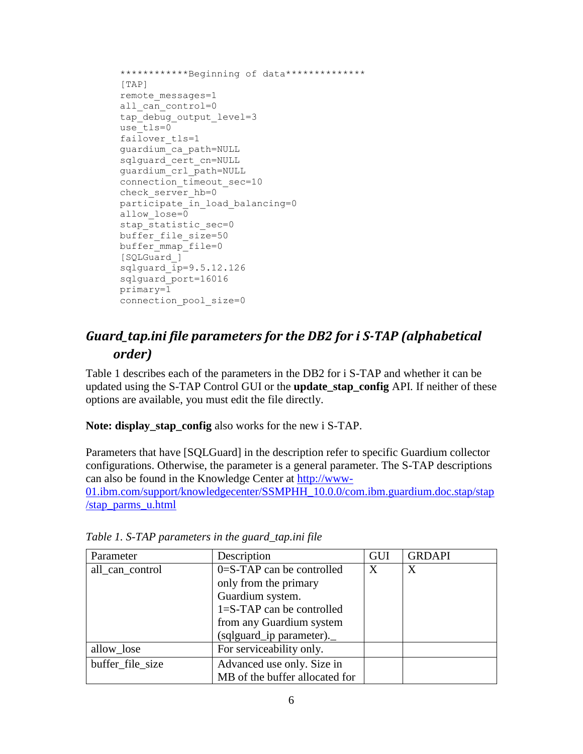```
************Beginning of data**************
[TAP]
remote_messages=1
all_can_control=0
tap_debug_output_level=3
use_tls=0
failover_tls=1
guardium_ca_path=NULL
sqlguard_cert_cn=NULL
guardium_crl_path=NULL
connection_timeout_sec=10
check_server_hb=0
participate_in_load_balancing=0
allow_lose=0
stap_statistic_sec=0
buffer_file_size=50
buffer_mmap_file=0
[SQLGuard_]
sqlguard_ip=9.5.12.126
sqlguard_port=16016
primary=1
connection_pool_size=0
```

## *Guard_tap.ini file parameters for the DB2 for i S-TAP (alphabetical order)*

Table 1 describes each of the parameters in the DB2 for i S-TAP and whether it can be updated using the S-TAP Control GUI or the **update_stap_config** API. If neither of these options are available, you must edit the file directly.

**Note: display_stap_config** also works for the new i S-TAP.

Parameters that have [SQLGuard] in the description refer to specific Guardium collector configurations. Otherwise, the parameter is a general parameter. The S-TAP descriptions can also be found in the Knowledge Center at http://www-01.ibm.com/support/knowledgecenter/SSMPHH_10.0.0/com.ibm.guardium.doc.stap/stap/stap_parms_u.html

*Table 1. S-TAP parameters in the guard_tap.ini file*

| Parameter | Description | GUI | GRDAPI |
|---|---|---|---|
| all_can_control | 0=S-TAP can be controlled only from the primary Guardium system. 1=S-TAP can be controlled from any Guardium system (sqlguard_ip parameter)._ | X | X |
| allow_lose | For serviceability only. | | |
| buffer_file_size | Advanced use only. Size in MB of the buffer allocated for | | |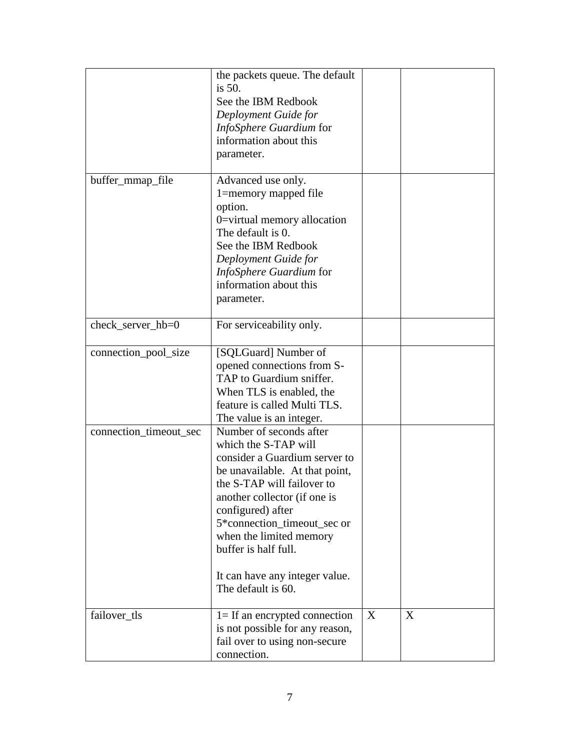|  |  |  |  |
|---|---|---|---|
|  | the packets queue. The default is 50.<br>See the IBM Redbook *Deployment Guide for InfoSphere Guardium* for information about this parameter. |  |  |
| buffer_mmap_file | Advanced use only.<br>1=memory mapped file option.<br>0=virtual memory allocation<br>The default is 0.<br>See the IBM Redbook *Deployment Guide for InfoSphere Guardium* for information about this parameter. |  |  |
| check_server_hb=0 | For serviceability only. |  |  |
| connection_pool_size | [SQLGuard] Number of opened connections from S-TAP to Guardium sniffer. When TLS is enabled, the feature is called Multi TLS. The value is an integer. |  |  |
| connection_timeout_sec | Number of seconds after which the S-TAP will consider a Guardium server to be unavailable. At that point, the S-TAP will failover to another collector (if one is configured) after 5*connection_timeout_sec or when the limited memory buffer is half full.<br><br>It can have any integer value. The default is 60. |  |  |
| failover_tls | 1= If an encrypted connection is not possible for any reason, fail over to using non-secure connection. | X | X |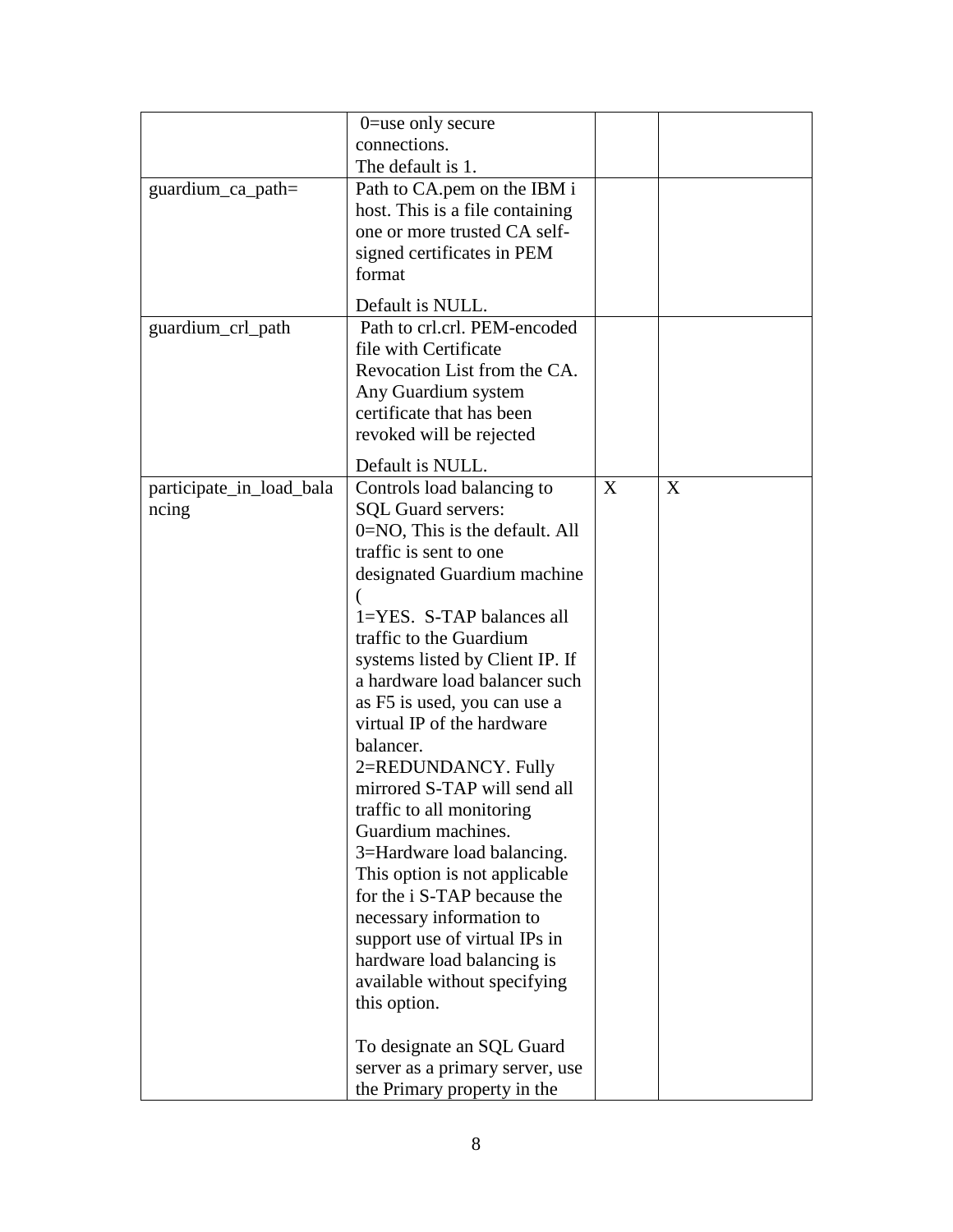| | | | |
|---|---|---|---|
| | 0=use only secure connections.<br>The default is 1. | | |
| guardium_ca_path= | Path to CA.pem on the IBM i host. This is a file containing one or more trusted CA self-signed certificates in PEM format<br><br>Default is NULL. | | |
| guardium_crl_path | Path to crl.crl. PEM-encoded file with Certificate Revocation List from the CA. Any Guardium system certificate that has been revoked will be rejected<br><br>Default is NULL. | | |
| participate_in_load_balancing | Controls load balancing to SQL Guard servers:<br>0=NO, This is the default. All traffic is sent to one designated Guardium machine (<br>1=YES. S-TAP balances all traffic to the Guardium systems listed by Client IP. If a hardware load balancer such as F5 is used, you can use a virtual IP of the hardware balancer.<br>2=REDUNDANCY. Fully mirrored S-TAP will send all traffic to all monitoring Guardium machines.<br>3=Hardware load balancing. This option is not applicable for the i S-TAP because the necessary information to support use of virtual IPs in hardware load balancing is available without specifying this option.<br><br>To designate an SQL Guard server as a primary server, use the Primary property in the | X | X |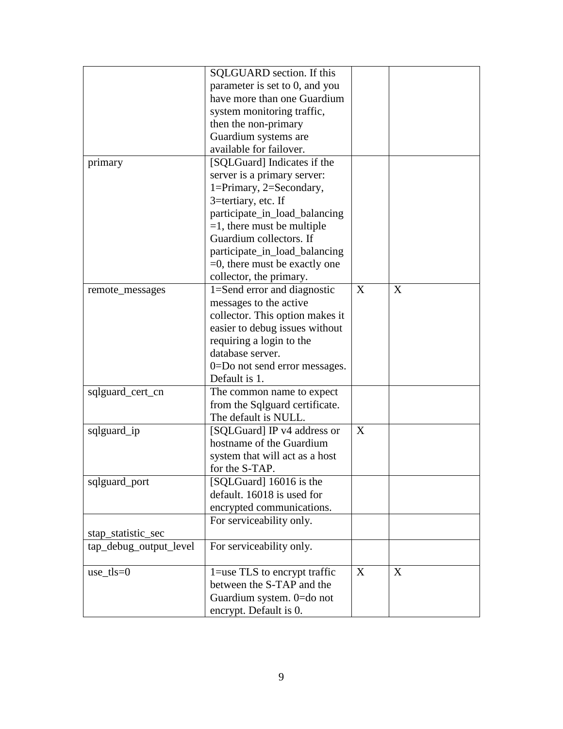| | | | |
|---|---|---|---|
| | SQLGUARD section. If this parameter is set to 0, and you have more than one Guardium system monitoring traffic, then the non-primary Guardium systems are available for failover. | | |
| primary | [SQLGuard] Indicates if the server is a primary server: 1=Primary, 2=Secondary, 3=tertiary, etc. If participate_in_load_balancing =1, there must be multiple Guardium collectors. If participate_in_load_balancing =0, there must be exactly one collector, the primary. | | |
| remote_messages | 1=Send error and diagnostic messages to the active collector. This option makes it easier to debug issues without requiring a login to the database server. 0=Do not send error messages. Default is 1. | X | X |
| sqlguard_cert_cn | The common name to expect from the Sqlguard certificate. The default is NULL. | | |
| sqlguard_ip | [SQLGuard] IP v4 address or hostname of the Guardium system that will act as a host for the S-TAP. | X | |
| sqlguard_port | [SQLGuard] 16016 is the default. 16018 is used for encrypted communications. | | |
| stap_statistic_sec | For serviceability only. | | |
| tap_debug_output_level | For serviceability only. | | |
| use_tls=0 | 1=use TLS to encrypt traffic between the S-TAP and the Guardium system. 0=do not encrypt. Default is 0. | X | X |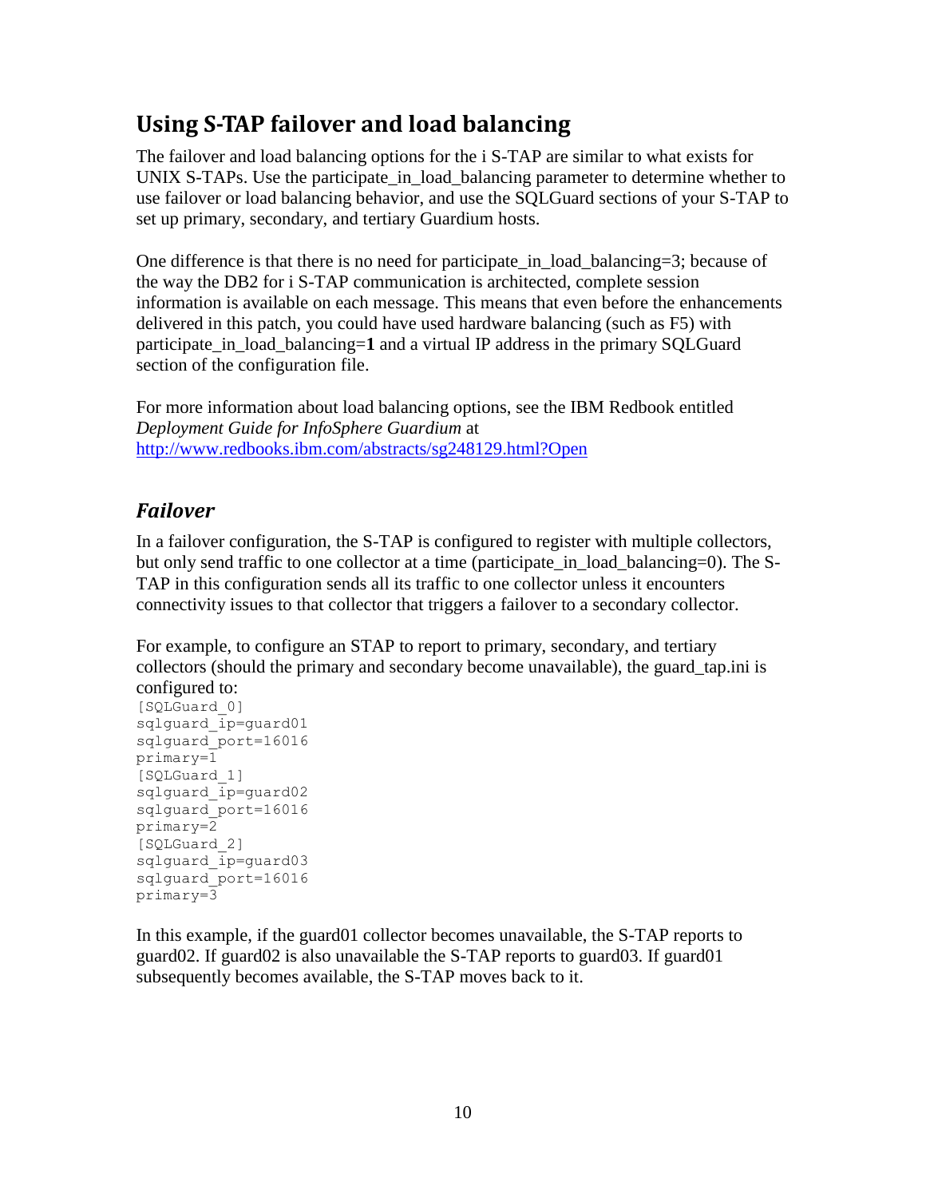## Using S-TAP failover and load balancing

The failover and load balancing options for the i S-TAP are similar to what exists for UNIX S-TAPs. Use the participate_in_load_balancing parameter to determine whether to use failover or load balancing behavior, and use the SQLGuard sections of your S-TAP to set up primary, secondary, and tertiary Guardium hosts.

One difference is that there is no need for participate_in_load_balancing=3; because of the way the DB2 for i S-TAP communication is architected, complete session information is available on each message. This means that even before the enhancements delivered in this patch, you could have used hardware balancing (such as F5) with participate_in_load_balancing=**1** and a virtual IP address in the primary SQLGuard section of the configuration file.

For more information about load balancing options, see the IBM Redbook entitled *Deployment Guide for InfoSphere Guardium* at [http://www.redbooks.ibm.com/abstracts/sg248129.html?Open](http://www.redbooks.ibm.com/abstracts/sg248129.html?Open)

### *Failover*

In a failover configuration, the S-TAP is configured to register with multiple collectors, but only send traffic to one collector at a time (participate_in_load_balancing=0). The S-TAP in this configuration sends all its traffic to one collector unless it encounters connectivity issues to that collector that triggers a failover to a secondary collector.

For example, to configure an STAP to report to primary, secondary, and tertiary collectors (should the primary and secondary become unavailable), the guard_tap.ini is configured to:

```
[SQLGuard_0]
sqlguard_ip=guard01
sqlguard_port=16016
primary=1
[SQLGuard_1]
sqlguard_ip=guard02
sqlguard_port=16016
primary=2
[SQLGuard_2]
sqlguard_ip=guard03
sqlguard_port=16016
primary=3
```

In this example, if the guard01 collector becomes unavailable, the S-TAP reports to guard02. If guard02 is also unavailable the S-TAP reports to guard03. If guard01 subsequently becomes available, the S-TAP moves back to it.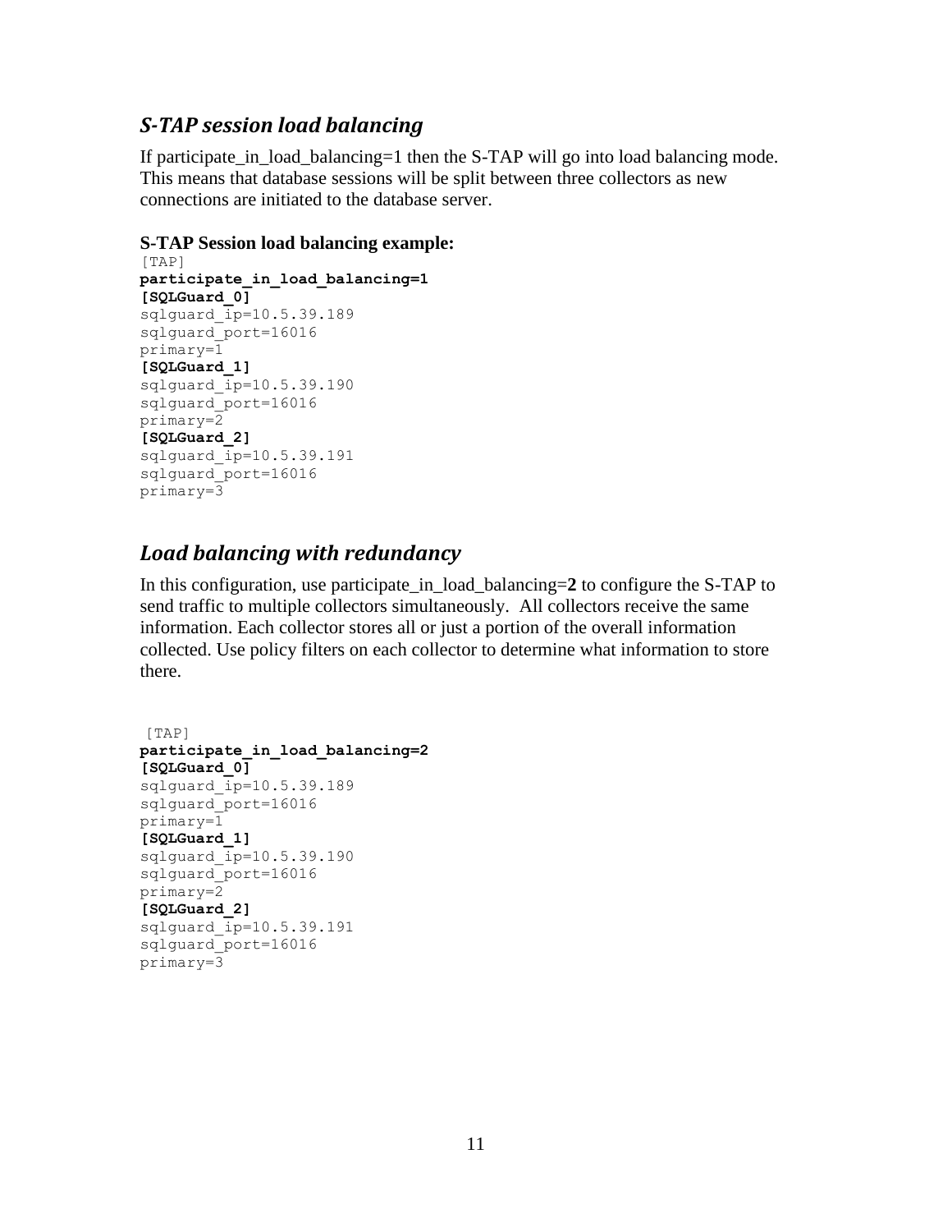## *S-TAP session load balancing*

If participate_in_load_balancing=1 then the S-TAP will go into load balancing mode. This means that database sessions will be split between three collectors as new connections are initiated to the database server.

**S-TAP Session load balancing example:**

```
[TAP]
participate_in_load_balancing=1
[SQLGuard_0]
sqlguard_ip=10.5.39.189
sqlguard_port=16016
primary=1
[SQLGuard_1]
sqlguard_ip=10.5.39.190
sqlguard_port=16016
primary=2
[SQLGuard_2]
sqlguard_ip=10.5.39.191
sqlguard_port=16016
primary=3
```

## *Load balancing with redundancy*

In this configuration, use participate_in_load_balancing=**2** to configure the S-TAP to send traffic to multiple collectors simultaneously. All collectors receive the same information. Each collector stores all or just a portion of the overall information collected. Use policy filters on each collector to determine what information to store there.

```
 [TAP]
participate_in_load_balancing=2
[SQLGuard_0]
sqlguard_ip=10.5.39.189
sqlguard_port=16016
primary=1
[SQLGuard_1]
sqlguard_ip=10.5.39.190
sqlguard_port=16016
primary=2
[SQLGuard_2]
sqlguard_ip=10.5.39.191
sqlguard_port=16016
primary=3
```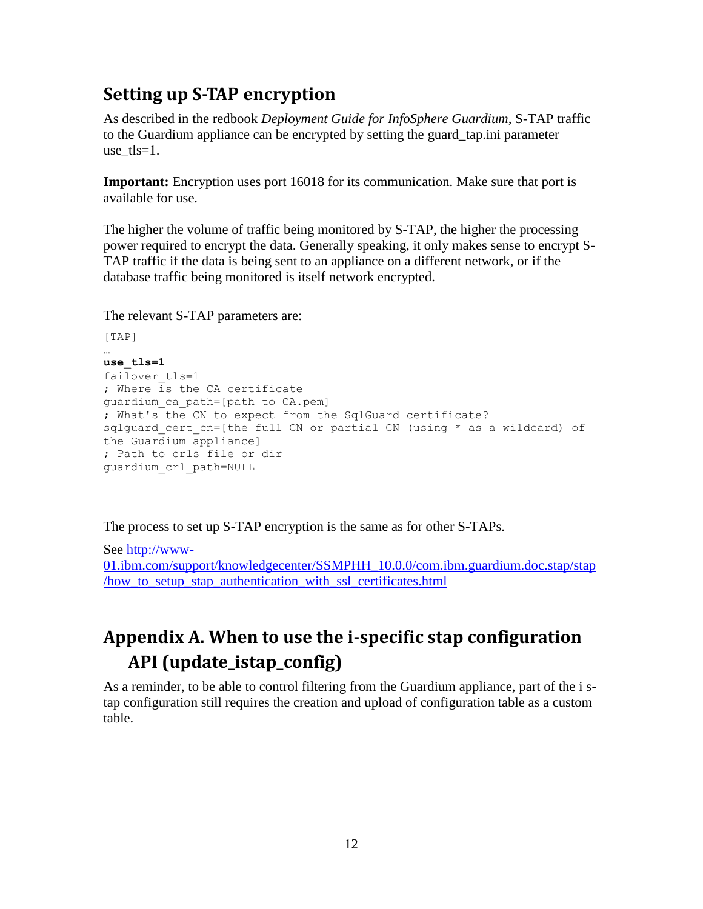## Setting up S-TAP encryption

As described in the redbook *Deployment Guide for InfoSphere Guardium*, S-TAP traffic to the Guardium appliance can be encrypted by setting the guard_tap.ini parameter use_tls=1.

**Important:** Encryption uses port 16018 for its communication. Make sure that port is available for use.

The higher the volume of traffic being monitored by S-TAP, the higher the processing power required to encrypt the data. Generally speaking, it only makes sense to encrypt S-TAP traffic if the data is being sent to an appliance on a different network, or if the database traffic being monitored is itself network encrypted.

The relevant S-TAP parameters are:

```
[TAP]
…
use_tls=1
failover_tls=1
; Where is the CA certificate
guardium_ca_path=[path to CA.pem]
; What's the CN to expect from the SqlGuard certificate?
sqlguard_cert_cn=[the full CN or partial CN (using * as a wildcard) of
the Guardium appliance]
; Path to crls file or dir
guardium_crl_path=NULL
```

The process to set up S-TAP encryption is the same as for other S-TAPs.

See [http://www-01.ibm.com/support/knowledgecenter/SSMPHH_10.0.0/com.ibm.guardium.doc.stap/stap/how_to_setup_stap_authentication_with_ssl_certificates.html](http://www-01.ibm.com/support/knowledgecenter/SSMPHH_10.0.0/com.ibm.guardium.doc.stap/stap/how_to_setup_stap_authentication_with_ssl_certificates.html)

## Appendix A. When to use the i-specific stap configuration API (update_istap_config)

As a reminder, to be able to control filtering from the Guardium appliance, part of the i s-tap configuration still requires the creation and upload of configuration table as a custom table.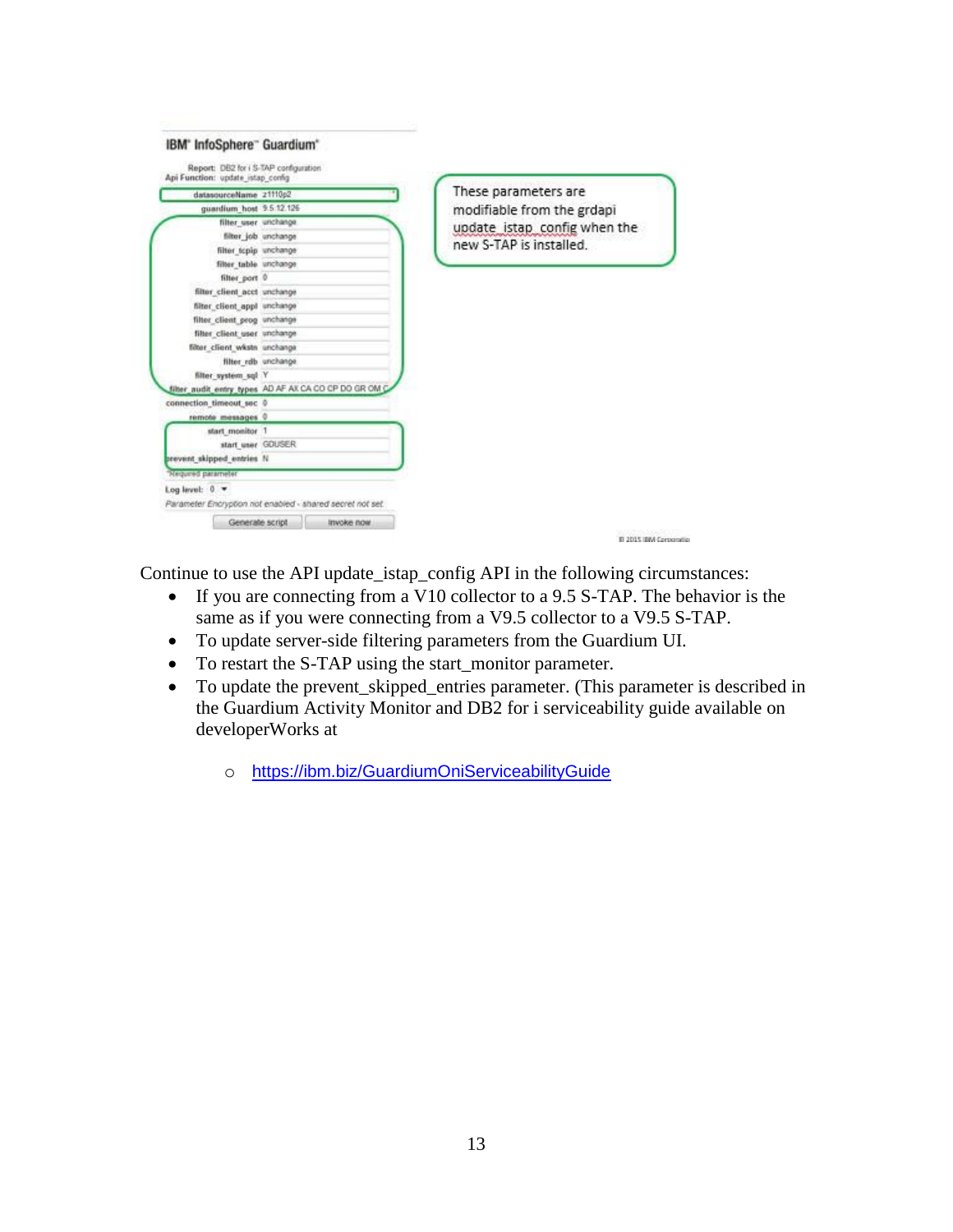IBM InfoSphere Guardium

Report: DB2 for i S-TAP configuration
Api Function: update_istap_config

| | |
|---|---|
| datasourceName | z1110p2 |
| guardium_host | 9.5.12.126 |
| filter_user | unchange |
| filter_job | unchange |
| filter_tcpip | unchange |
| filter_table | unchange |
| filter_port | 0 |
| filter_client_acct | unchange |
| filter_client_appl | unchange |
| filter_client_prog | unchange |
| filter_client_user | unchange |
| filter_client_wkstn | unchange |
| filter_rdb | unchange |
| filter_system_sql | Y |
| filter_audit_entry_types | AD AF AX CA CO CP DO GR OM C |
| connection_timeout_sec | 0 |
| remote_messages | 0 |
| start_monitor | 1 |
| start_user | GDUSER |
| prevent_skipped_entries | N |

*Required parameter

Log level: 0

Parameter Encryption not enabled - shared secret not set

Generate script | Invoke now

These parameters are modifiable from the grdapi update_istap_config when the new S-TAP is installed.

© 2015 IBM Corporation

Continue to use the API update_istap_config API in the following circumstances:

- If you are connecting from a V10 collector to a 9.5 S-TAP. The behavior is the same as if you were connecting from a V9.5 collector to a V9.5 S-TAP.
- To update server-side filtering parameters from the Guardium UI.
- To restart the S-TAP using the start_monitor parameter.
- To update the prevent_skipped_entries parameter. (This parameter is described in the Guardium Activity Monitor and DB2 for i serviceability guide available on developerWorks at
  - https://ibm.biz/GuardiumOniServiceabilityGuide